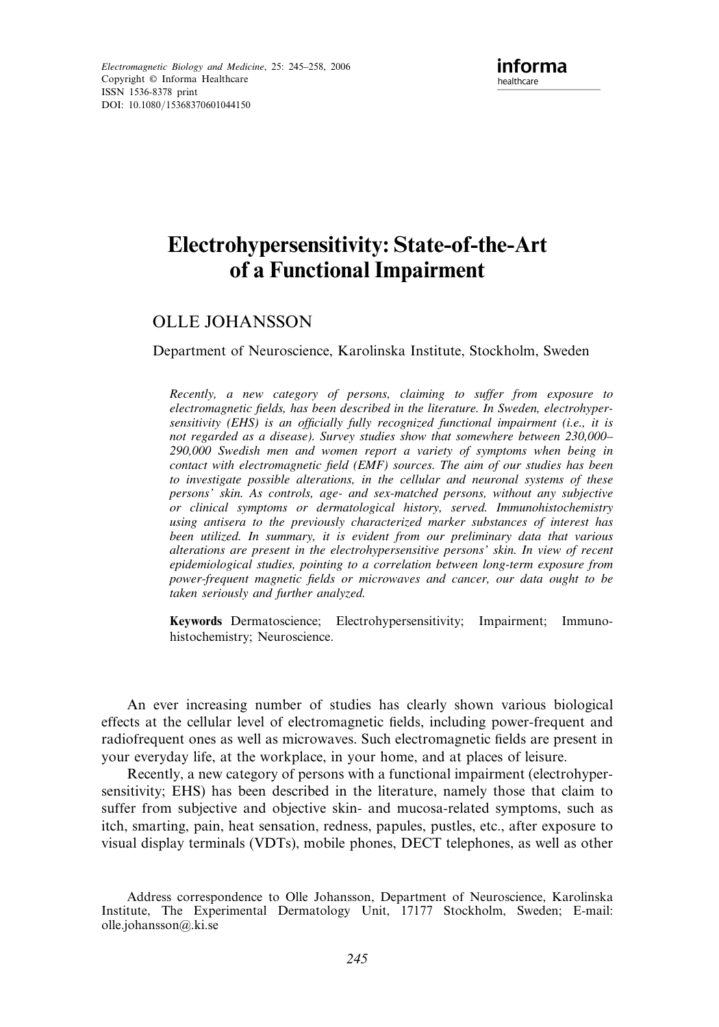# Electrohypersensitivity: State-of-the-Art of a Functional Impairment

OLLE JOHANSSON

Department of Neuroscience, Karolinska Institute, Stockholm, Sweden

*Recently, a new category of persons, claiming to suffer from exposure to electromagnetic fields, has been described in the literature. In Sweden, electrohypersensitivity (EHS) is an officially fully recognized functional impairment (i.e., it is not regarded as a disease). Survey studies show that somewhere between 230,000–290,000 Swedish men and women report a variety of symptoms when being in contact with electromagnetic field (EMF) sources. The aim of our studies has been to investigate possible alterations, in the cellular and neuronal systems of these persons' skin. As controls, age- and sex-matched persons, without any subjective or clinical symptoms or dermatological history, served. Immunohistochemistry using antisera to the previously characterized marker substances of interest has been utilized. In summary, it is evident from our preliminary data that various alterations are present in the electrohypersensitive persons' skin. In view of recent epidemiological studies, pointing to a correlation between long-term exposure from power-frequent magnetic fields or microwaves and cancer, our data ought to be taken seriously and further analyzed.*

**Keywords** Dermatoscience; Electrohypersensitivity; Impairment; Immunohistochemistry; Neuroscience.

An ever increasing number of studies has clearly shown various biological effects at the cellular level of electromagnetic fields, including power-frequent and radiofrequent ones as well as microwaves. Such electromagnetic fields are present in your everyday life, at the workplace, in your home, and at places of leisure.

Recently, a new category of persons with a functional impairment (electrohypersensitivity; EHS) has been described in the literature, namely those that claim to suffer from subjective and objective skin- and mucosa-related symptoms, such as itch, smarting, pain, heat sensation, redness, papules, pustles, etc., after exposure to visual display terminals (VDTs), mobile phones, DECT telephones, as well as other

Address correspondence to Olle Johansson, Department of Neuroscience, Karolinska Institute, The Experimental Dermatology Unit, 17177 Stockholm, Sweden; E-mail: olle.johansson@ki.se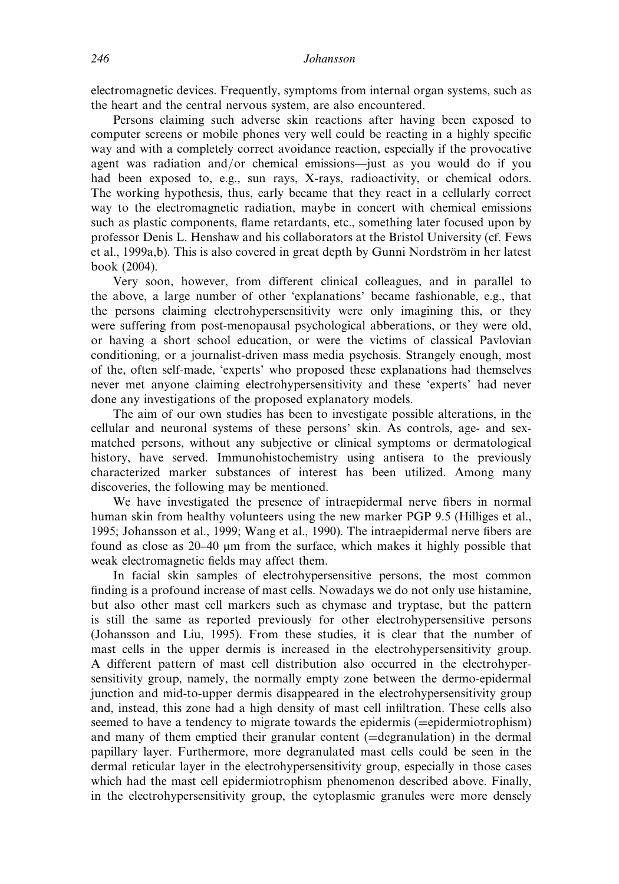electromagnetic devices. Frequently, symptoms from internal organ systems, such as the heart and the central nervous system, are also encountered.

Persons claiming such adverse skin reactions after having been exposed to computer screens or mobile phones very well could be reacting in a highly specific way and with a completely correct avoidance reaction, especially if the provocative agent was radiation and/or chemical emissions—just as you would do if you had been exposed to, e.g., sun rays, X-rays, radioactivity, or chemical odors. The working hypothesis, thus, early became that they react in a cellularly correct way to the electromagnetic radiation, maybe in concert with chemical emissions such as plastic components, flame retardants, etc., something later focused upon by professor Denis L. Henshaw and his collaborators at the Bristol University (cf. Fews et al., 1999a,b). This is also covered in great depth by Gunni Nordström in her latest book (2004).

Very soon, however, from different clinical colleagues, and in parallel to the above, a large number of other 'explanations' became fashionable, e.g., that the persons claiming electrohypersensitivity were only imagining this, or they were suffering from post-menopausal psychological abberations, or they were old, or having a short school education, or were the victims of classical Pavlovian conditioning, or a journalist-driven mass media psychosis. Strangely enough, most of the, often self-made, 'experts' who proposed these explanations had themselves never met anyone claiming electrohypersensitivity and these 'experts' had never done any investigations of the proposed explanatory models.

The aim of our own studies has been to investigate possible alterations, in the cellular and neuronal systems of these persons' skin. As controls, age- and sex-matched persons, without any subjective or clinical symptoms or dermatological history, have served. Immunohistochemistry using antisera to the previously characterized marker substances of interest has been utilized. Among many discoveries, the following may be mentioned.

We have investigated the presence of intraepidermal nerve fibers in normal human skin from healthy volunteers using the new marker PGP 9.5 (Hilliges et al., 1995; Johansson et al., 1999; Wang et al., 1990). The intraepidermal nerve fibers are found as close as 20–40 μm from the surface, which makes it highly possible that weak electromagnetic fields may affect them.

In facial skin samples of electrohypersensitive persons, the most common finding is a profound increase of mast cells. Nowadays we do not only use histamine, but also other mast cell markers such as chymase and tryptase, but the pattern is still the same as reported previously for other electrohypersensitive persons (Johansson and Liu, 1995). From these studies, it is clear that the number of mast cells in the upper dermis is increased in the electrohypersensitivity group. A different pattern of mast cell distribution also occurred in the electrohypersensitivity group, namely, the normally empty zone between the dermo-epidermal junction and mid-to-upper dermis disappeared in the electrohypersensitivity group and, instead, this zone had a high density of mast cell infiltration. These cells also seemed to have a tendency to migrate towards the epidermis (=epidermiotrophism) and many of them emptied their granular content (=degranulation) in the dermal papillary layer. Furthermore, more degranulated mast cells could be seen in the dermal reticular layer in the electrohypersensitivity group, especially in those cases which had the mast cell epidermiotrophism phenomenon described above. Finally, in the electrohypersensitivity group, the cytoplasmic granules were more densely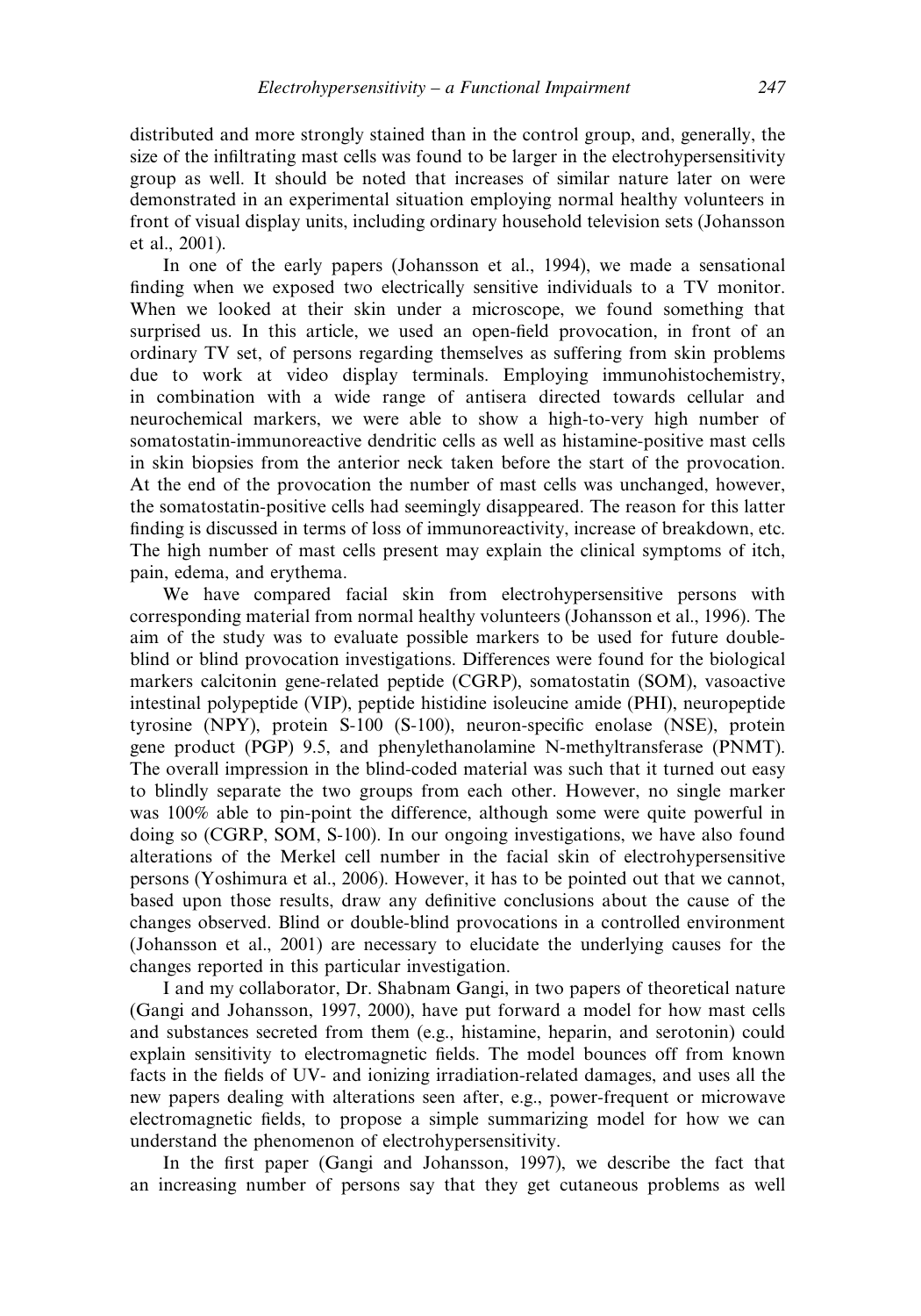distributed and more strongly stained than in the control group, and, generally, the size of the infiltrating mast cells was found to be larger in the electrohypersensitivity group as well. It should be noted that increases of similar nature later on were demonstrated in an experimental situation employing normal healthy volunteers in front of visual display units, including ordinary household television sets (Johansson et al., 2001).

In one of the early papers (Johansson et al., 1994), we made a sensational finding when we exposed two electrically sensitive individuals to a TV monitor. When we looked at their skin under a microscope, we found something that surprised us. In this article, we used an open-field provocation, in front of an ordinary TV set, of persons regarding themselves as suffering from skin problems due to work at video display terminals. Employing immunohistochemistry, in combination with a wide range of antisera directed towards cellular and neurochemical markers, we were able to show a high-to-very high number of somatostatin-immunoreactive dendritic cells as well as histamine-positive mast cells in skin biopsies from the anterior neck taken before the start of the provocation. At the end of the provocation the number of mast cells was unchanged, however, the somatostatin-positive cells had seemingly disappeared. The reason for this latter finding is discussed in terms of loss of immunoreactivity, increase of breakdown, etc. The high number of mast cells present may explain the clinical symptoms of itch, pain, edema, and erythema.

We have compared facial skin from electrohypersensitive persons with corresponding material from normal healthy volunteers (Johansson et al., 1996). The aim of the study was to evaluate possible markers to be used for future double-blind or blind provocation investigations. Differences were found for the biological markers calcitonin gene-related peptide (CGRP), somatostatin (SOM), vasoactive intestinal polypeptide (VIP), peptide histidine isoleucine amide (PHI), neuropeptide tyrosine (NPY), protein S-100 (S-100), neuron-specific enolase (NSE), protein gene product (PGP) 9.5, and phenylethanolamine N-methyltransferase (PNMT). The overall impression in the blind-coded material was such that it turned out easy to blindly separate the two groups from each other. However, no single marker was 100% able to pin-point the difference, although some were quite powerful in doing so (CGRP, SOM, S-100). In our ongoing investigations, we have also found alterations of the Merkel cell number in the facial skin of electrohypersensitive persons (Yoshimura et al., 2006). However, it has to be pointed out that we cannot, based upon those results, draw any definitive conclusions about the cause of the changes observed. Blind or double-blind provocations in a controlled environment (Johansson et al., 2001) are necessary to elucidate the underlying causes for the changes reported in this particular investigation.

I and my collaborator, Dr. Shabnam Gangi, in two papers of theoretical nature (Gangi and Johansson, 1997, 2000), have put forward a model for how mast cells and substances secreted from them (e.g., histamine, heparin, and serotonin) could explain sensitivity to electromagnetic fields. The model bounces off from known facts in the fields of UV- and ionizing irradiation-related damages, and uses all the new papers dealing with alterations seen after, e.g., power-frequent or microwave electromagnetic fields, to propose a simple summarizing model for how we can understand the phenomenon of electrohypersensitivity.

In the first paper (Gangi and Johansson, 1997), we describe the fact that an increasing number of persons say that they get cutaneous problems as well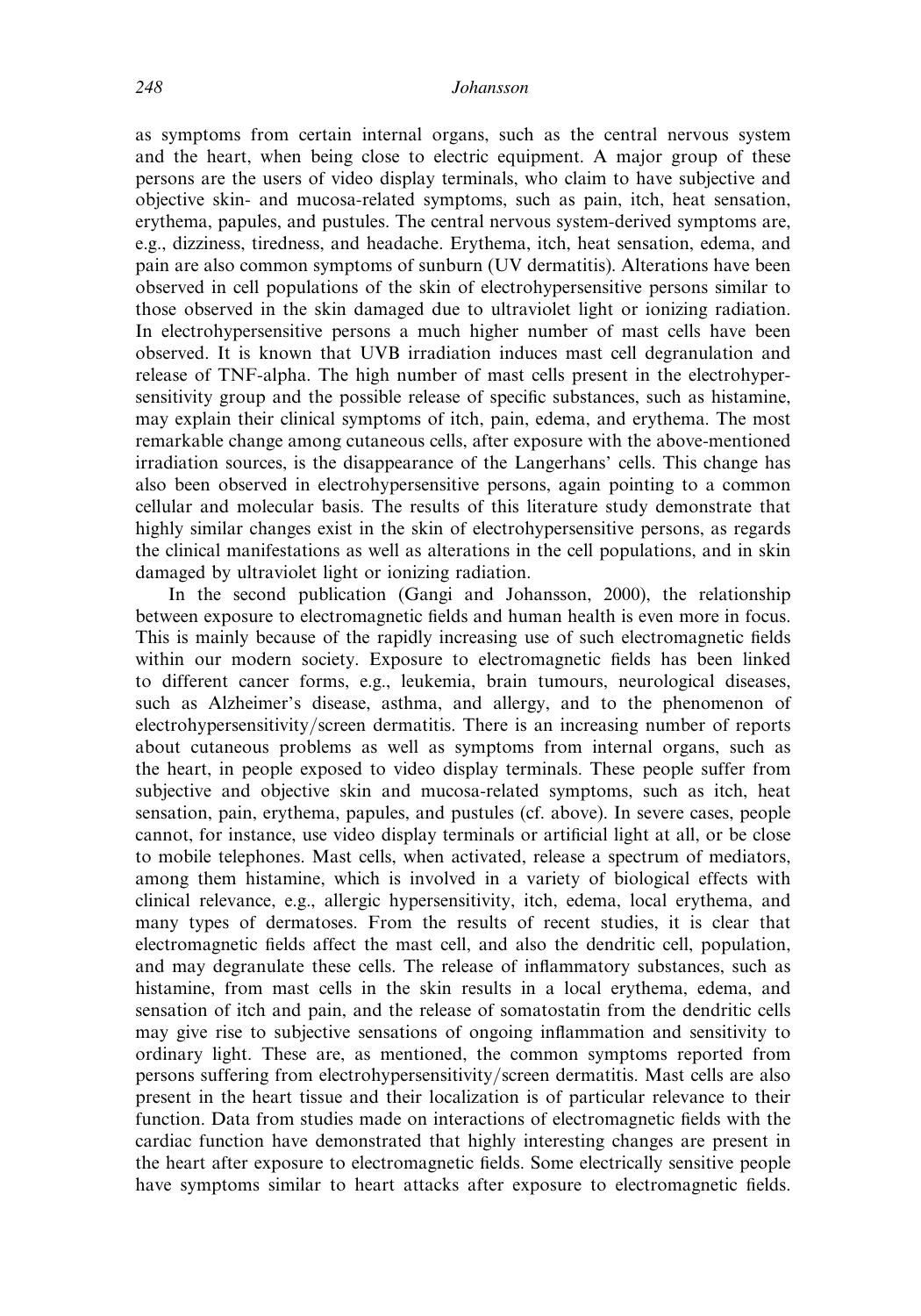as symptoms from certain internal organs, such as the central nervous system and the heart, when being close to electric equipment. A major group of these persons are the users of video display terminals, who claim to have subjective and objective skin- and mucosa-related symptoms, such as pain, itch, heat sensation, erythema, papules, and pustules. The central nervous system-derived symptoms are, e.g., dizziness, tiredness, and headache. Erythema, itch, heat sensation, edema, and pain are also common symptoms of sunburn (UV dermatitis). Alterations have been observed in cell populations of the skin of electrohypersensitive persons similar to those observed in the skin damaged due to ultraviolet light or ionizing radiation. In electrohypersensitive persons a much higher number of mast cells have been observed. It is known that UVB irradiation induces mast cell degranulation and release of TNF-alpha. The high number of mast cells present in the electrohypersensitivity group and the possible release of specific substances, such as histamine, may explain their clinical symptoms of itch, pain, edema, and erythema. The most remarkable change among cutaneous cells, after exposure with the above-mentioned irradiation sources, is the disappearance of the Langerhans' cells. This change has also been observed in electrohypersensitive persons, again pointing to a common cellular and molecular basis. The results of this literature study demonstrate that highly similar changes exist in the skin of electrohypersensitive persons, as regards the clinical manifestations as well as alterations in the cell populations, and in skin damaged by ultraviolet light or ionizing radiation.

In the second publication (Gangi and Johansson, 2000), the relationship between exposure to electromagnetic fields and human health is even more in focus. This is mainly because of the rapidly increasing use of such electromagnetic fields within our modern society. Exposure to electromagnetic fields has been linked to different cancer forms, e.g., leukemia, brain tumours, neurological diseases, such as Alzheimer's disease, asthma, and allergy, and to the phenomenon of electrohypersensitivity/screen dermatitis. There is an increasing number of reports about cutaneous problems as well as symptoms from internal organs, such as the heart, in people exposed to video display terminals. These people suffer from subjective and objective skin and mucosa-related symptoms, such as itch, heat sensation, pain, erythema, papules, and pustules (cf. above). In severe cases, people cannot, for instance, use video display terminals or artificial light at all, or be close to mobile telephones. Mast cells, when activated, release a spectrum of mediators, among them histamine, which is involved in a variety of biological effects with clinical relevance, e.g., allergic hypersensitivity, itch, edema, local erythema, and many types of dermatoses. From the results of recent studies, it is clear that electromagnetic fields affect the mast cell, and also the dendritic cell, population, and may degranulate these cells. The release of inflammatory substances, such as histamine, from mast cells in the skin results in a local erythema, edema, and sensation of itch and pain, and the release of somatostatin from the dendritic cells may give rise to subjective sensations of ongoing inflammation and sensitivity to ordinary light. These are, as mentioned, the common symptoms reported from persons suffering from electrohypersensitivity/screen dermatitis. Mast cells are also present in the heart tissue and their localization is of particular relevance to their function. Data from studies made on interactions of electromagnetic fields with the cardiac function have demonstrated that highly interesting changes are present in the heart after exposure to electromagnetic fields. Some electrically sensitive people have symptoms similar to heart attacks after exposure to electromagnetic fields.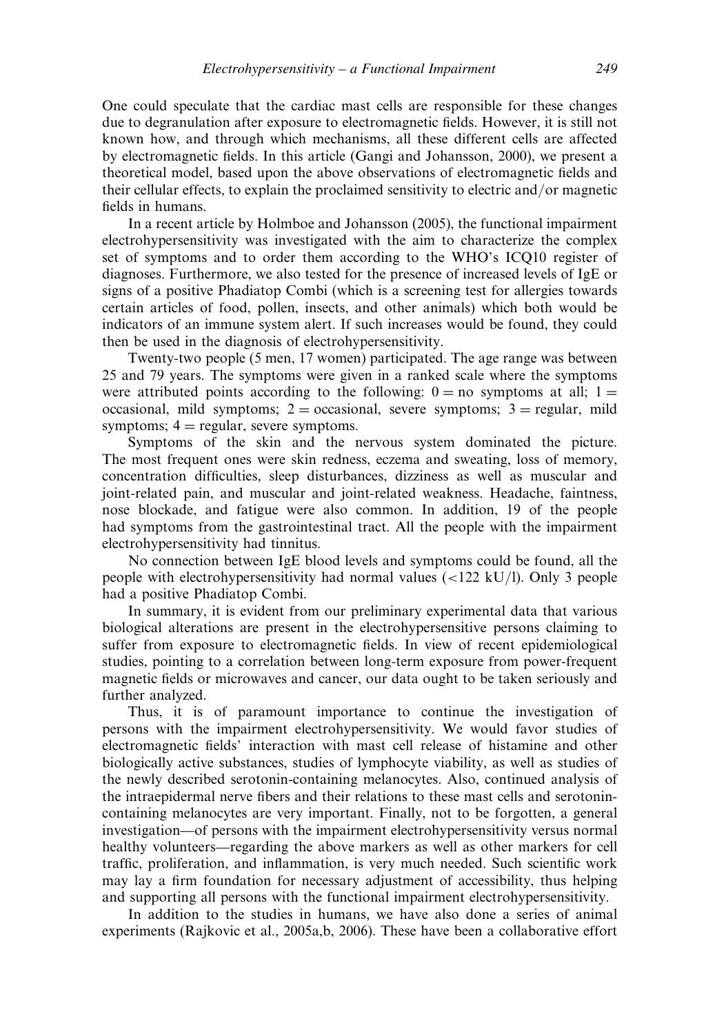One could speculate that the cardiac mast cells are responsible for these changes due to degranulation after exposure to electromagnetic fields. However, it is still not known how, and through which mechanisms, all these different cells are affected by electromagnetic fields. In this article (Gangi and Johansson, 2000), we present a theoretical model, based upon the above observations of electromagnetic fields and their cellular effects, to explain the proclaimed sensitivity to electric and/or magnetic fields in humans.

In a recent article by Holmboe and Johansson (2005), the functional impairment electrohypersensitivity was investigated with the aim to characterize the complex set of symptoms and to order them according to the WHO's ICQ10 register of diagnoses. Furthermore, we also tested for the presence of increased levels of IgE or signs of a positive Phadiatop Combi (which is a screening test for allergies towards certain articles of food, pollen, insects, and other animals) which both would be indicators of an immune system alert. If such increases would be found, they could then be used in the diagnosis of electrohypersensitivity.

Twenty-two people (5 men, 17 women) participated. The age range was between 25 and 79 years. The symptoms were given in a ranked scale where the symptoms were attributed points according to the following: 0 = no symptoms at all; 1 = occasional, mild symptoms; 2 = occasional, severe symptoms; 3 = regular, mild symptoms; 4 = regular, severe symptoms.

Symptoms of the skin and the nervous system dominated the picture. The most frequent ones were skin redness, eczema and sweating, loss of memory, concentration difficulties, sleep disturbances, dizziness as well as muscular and joint-related pain, and muscular and joint-related weakness. Headache, faintness, nose blockade, and fatigue were also common. In addition, 19 of the people had symptoms from the gastrointestinal tract. All the people with the impairment electrohypersensitivity had tinnitus.

No connection between IgE blood levels and symptoms could be found, all the people with electrohypersensitivity had normal values (<122 kU/l). Only 3 people had a positive Phadiatop Combi.

In summary, it is evident from our preliminary experimental data that various biological alterations are present in the electrohypersensitive persons claiming to suffer from exposure to electromagnetic fields. In view of recent epidemiological studies, pointing to a correlation between long-term exposure from power-frequent magnetic fields or microwaves and cancer, our data ought to be taken seriously and further analyzed.

Thus, it is of paramount importance to continue the investigation of persons with the impairment electrohypersensitivity. We would favor studies of electromagnetic fields' interaction with mast cell release of histamine and other biologically active substances, studies of lymphocyte viability, as well as studies of the newly described serotonin-containing melanocytes. Also, continued analysis of the intraepidermal nerve fibers and their relations to these mast cells and serotonin-containing melanocytes are very important. Finally, not to be forgotten, a general investigation—of persons with the impairment electrohypersensitivity versus normal healthy volunteers—regarding the above markers as well as other markers for cell traffic, proliferation, and inflammation, is very much needed. Such scientific work may lay a firm foundation for necessary adjustment of accessibility, thus helping and supporting all persons with the functional impairment electrohypersensitivity.

In addition to the studies in humans, we have also done a series of animal experiments (Rajkovic et al., 2005a,b, 2006). These have been a collaborative effort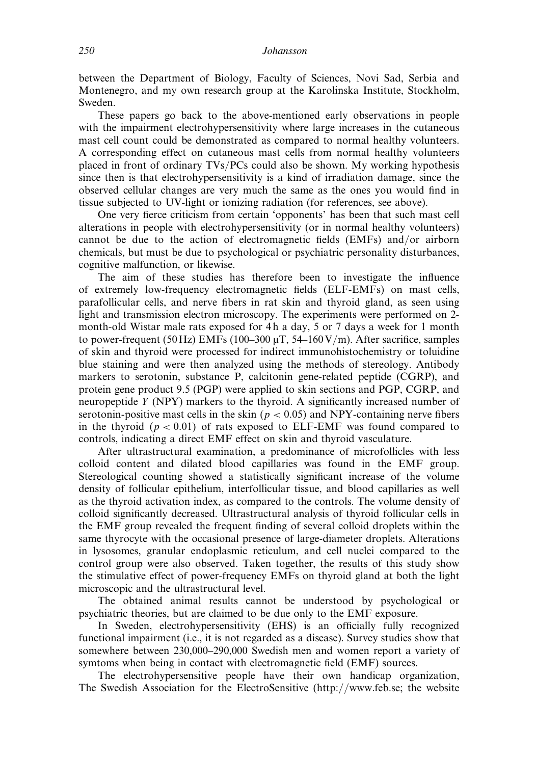between the Department of Biology, Faculty of Sciences, Novi Sad, Serbia and Montenegro, and my own research group at the Karolinska Institute, Stockholm, Sweden.

These papers go back to the above-mentioned early observations in people with the impairment electrohypersensitivity where large increases in the cutaneous mast cell count could be demonstrated as compared to normal healthy volunteers. A corresponding effect on cutaneous mast cells from normal healthy volunteers placed in front of ordinary TVs/PCs could also be shown. My working hypothesis since then is that electrohypersensitivity is a kind of irradiation damage, since the observed cellular changes are very much the same as the ones you would find in tissue subjected to UV-light or ionizing radiation (for references, see above).

One very fierce criticism from certain 'opponents' has been that such mast cell alterations in people with electrohypersensitivity (or in normal healthy volunteers) cannot be due to the action of electromagnetic fields (EMFs) and/or airborn chemicals, but must be due to psychological or psychiatric personality disturbances, cognitive malfunction, or likewise.

The aim of these studies has therefore been to investigate the influence of extremely low-frequency electromagnetic fields (ELF-EMFs) on mast cells, parafollicular cells, and nerve fibers in rat skin and thyroid gland, as seen using light and transmission electron microscopy. The experiments were performed on 2-month-old Wistar male rats exposed for 4 h a day, 5 or 7 days a week for 1 month to power-frequent (50 Hz) EMFs (100–300 μT, 54–160 V/m). After sacrifice, samples of skin and thyroid were processed for indirect immunohistochemistry or toluidine blue staining and were then analyzed using the methods of stereology. Antibody markers to serotonin, substance P, calcitonin gene-related peptide (CGRP), and protein gene product 9.5 (PGP) were applied to skin sections and PGP, CGRP, and neuropeptide *Y* (NPY) markers to the thyroid. A significantly increased number of serotonin-positive mast cells in the skin ($p < 0.05$) and NPY-containing nerve fibers in the thyroid ($p < 0.01$) of rats exposed to ELF-EMF was found compared to controls, indicating a direct EMF effect on skin and thyroid vasculature.

After ultrastructural examination, a predominance of microfollicles with less colloid content and dilated blood capillaries was found in the EMF group. Stereological counting showed a statistically significant increase of the volume density of follicular epithelium, interfollicular tissue, and blood capillaries as well as the thyroid activation index, as compared to the controls. The volume density of colloid significantly decreased. Ultrastructural analysis of thyroid follicular cells in the EMF group revealed the frequent finding of several colloid droplets within the same thyrocyte with the occasional presence of large-diameter droplets. Alterations in lysosomes, granular endoplasmic reticulum, and cell nuclei compared to the control group were also observed. Taken together, the results of this study show the stimulative effect of power-frequency EMFs on thyroid gland at both the light microscopic and the ultrastructural level.

The obtained animal results cannot be understood by psychological or psychiatric theories, but are claimed to be due only to the EMF exposure.

In Sweden, electrohypersensitivity (EHS) is an officially fully recognized functional impairment (i.e., it is not regarded as a disease). Survey studies show that somewhere between 230,000–290,000 Swedish men and women report a variety of symtoms when being in contact with electromagnetic field (EMF) sources.

The electrohypersensitive people have their own handicap organization, The Swedish Association for the ElectroSensitive (http://www.feb.se; the website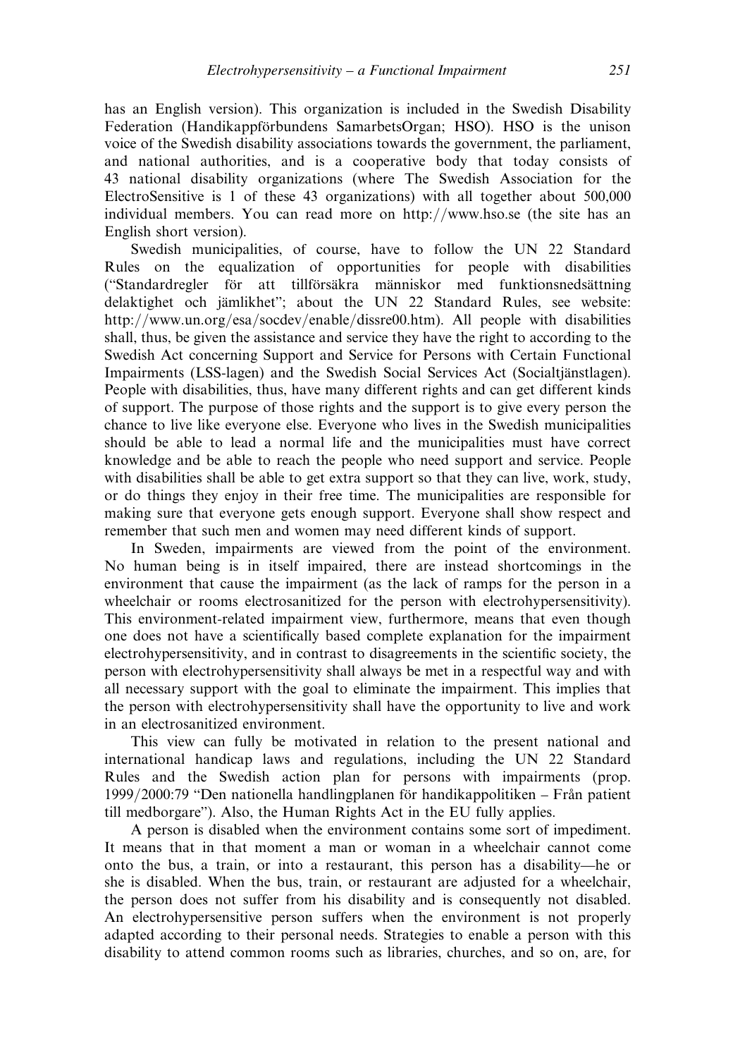has an English version). This organization is included in the Swedish Disability Federation (Handikappförbundens SamarbetsOrgan; HSO). HSO is the unison voice of the Swedish disability associations towards the government, the parliament, and national authorities, and is a cooperative body that today consists of 43 national disability organizations (where The Swedish Association for the ElectroSensitive is 1 of these 43 organizations) with all together about 500,000 individual members. You can read more on http://www.hso.se (the site has an English short version).

Swedish municipalities, of course, have to follow the UN 22 Standard Rules on the equalization of opportunities for people with disabilities ("Standardregler för att tillförsäkra människor med funktionsnedsättning delaktighet och jämlikhet"; about the UN 22 Standard Rules, see website: http://www.un.org/esa/socdev/enable/dissre00.htm). All people with disabilities shall, thus, be given the assistance and service they have the right to according to the Swedish Act concerning Support and Service for Persons with Certain Functional Impairments (LSS-lagen) and the Swedish Social Services Act (Socialtjänstlagen). People with disabilities, thus, have many different rights and can get different kinds of support. The purpose of those rights and the support is to give every person the chance to live like everyone else. Everyone who lives in the Swedish municipalities should be able to lead a normal life and the municipalities must have correct knowledge and be able to reach the people who need support and service. People with disabilities shall be able to get extra support so that they can live, work, study, or do things they enjoy in their free time. The municipalities are responsible for making sure that everyone gets enough support. Everyone shall show respect and remember that such men and women may need different kinds of support.

In Sweden, impairments are viewed from the point of the environment. No human being is in itself impaired, there are instead shortcomings in the environment that cause the impairment (as the lack of ramps for the person in a wheelchair or rooms electrosanitized for the person with electrohypersensitivity). This environment-related impairment view, furthermore, means that even though one does not have a scientifically based complete explanation for the impairment electrohypersensitivity, and in contrast to disagreements in the scientific society, the person with electrohypersensitivity shall always be met in a respectful way and with all necessary support with the goal to eliminate the impairment. This implies that the person with electrohypersensitivity shall have the opportunity to live and work in an electrosanitized environment.

This view can fully be motivated in relation to the present national and international handicap laws and regulations, including the UN 22 Standard Rules and the Swedish action plan for persons with impairments (prop. 1999/2000:79 "Den nationella handlingplanen för handikappolitiken – Från patient till medborgare"). Also, the Human Rights Act in the EU fully applies.

A person is disabled when the environment contains some sort of impediment. It means that in that moment a man or woman in a wheelchair cannot come onto the bus, a train, or into a restaurant, this person has a disability—he or she is disabled. When the bus, train, or restaurant are adjusted for a wheelchair, the person does not suffer from his disability and is consequently not disabled. An electrohypersensitive person suffers when the environment is not properly adapted according to their personal needs. Strategies to enable a person with this disability to attend common rooms such as libraries, churches, and so on, are, for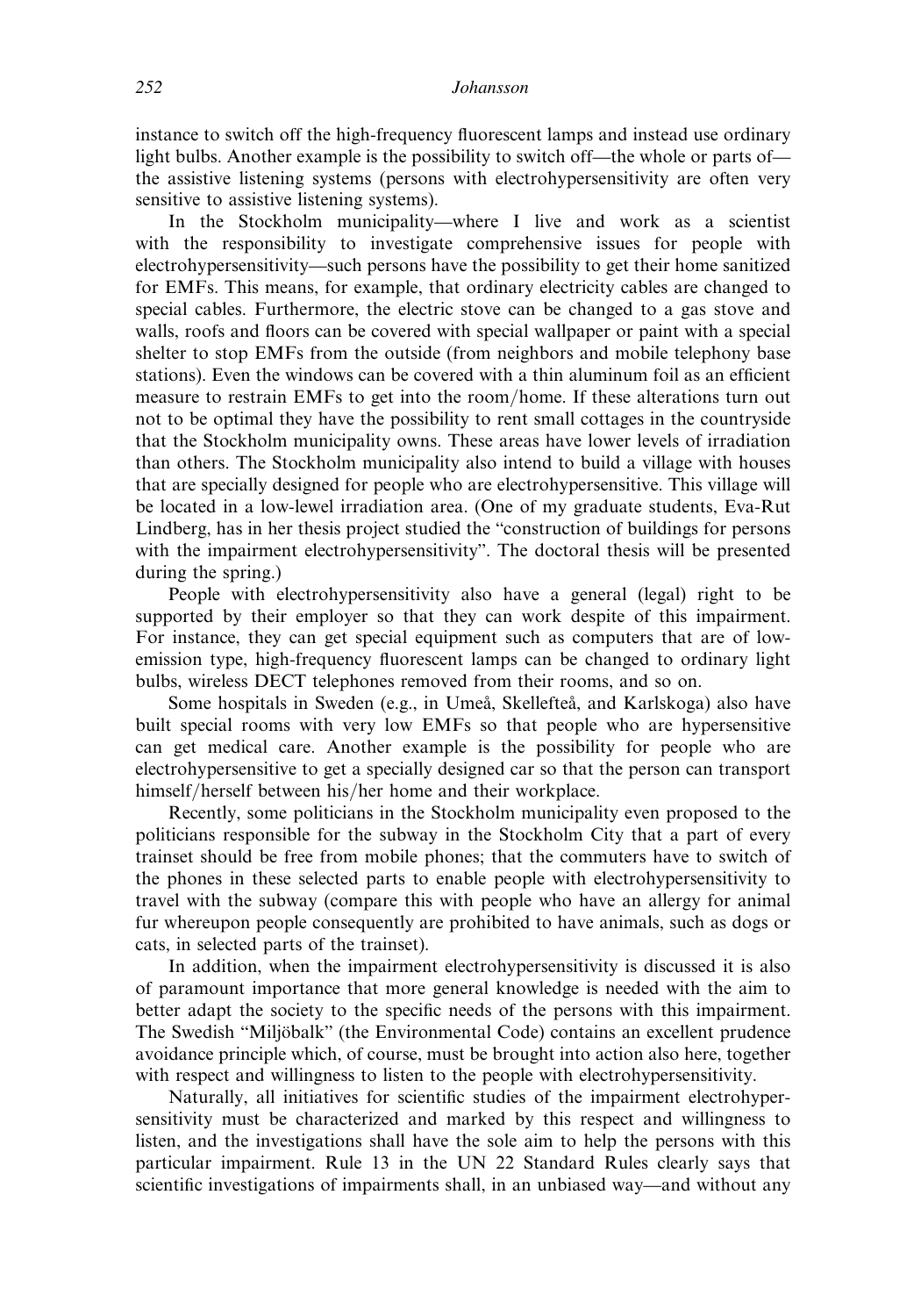instance to switch off the high-frequency fluorescent lamps and instead use ordinary light bulbs. Another example is the possibility to switch off—the whole or parts of—the assistive listening systems (persons with electrohypersensitivity are often very sensitive to assistive listening systems).

In the Stockholm municipality—where I live and work as a scientist with the responsibility to investigate comprehensive issues for people with electrohypersensitivity—such persons have the possibility to get their home sanitized for EMFs. This means, for example, that ordinary electricity cables are changed to special cables. Furthermore, the electric stove can be changed to a gas stove and walls, roofs and floors can be covered with special wallpaper or paint with a special shelter to stop EMFs from the outside (from neighbors and mobile telephony base stations). Even the windows can be covered with a thin aluminum foil as an efficient measure to restrain EMFs to get into the room/home. If these alterations turn out not to be optimal they have the possibility to rent small cottages in the countryside that the Stockholm municipality owns. These areas have lower levels of irradiation than others. The Stockholm municipality also intend to build a village with houses that are specially designed for people who are electrohypersensitive. This village will be located in a low-lewel irradiation area. (One of my graduate students, Eva-Rut Lindberg, has in her thesis project studied the "construction of buildings for persons with the impairment electrohypersensitivity". The doctoral thesis will be presented during the spring.)

People with electrohypersensitivity also have a general (legal) right to be supported by their employer so that they can work despite of this impairment. For instance, they can get special equipment such as computers that are of low-emission type, high-frequency fluorescent lamps can be changed to ordinary light bulbs, wireless DECT telephones removed from their rooms, and so on.

Some hospitals in Sweden (e.g., in Umeå, Skellefteå, and Karlskoga) also have built special rooms with very low EMFs so that people who are hypersensitive can get medical care. Another example is the possibility for people who are electrohypersensitive to get a specially designed car so that the person can transport himself/herself between his/her home and their workplace.

Recently, some politicians in the Stockholm municipality even proposed to the politicians responsible for the subway in the Stockholm City that a part of every trainset should be free from mobile phones; that the commuters have to switch of the phones in these selected parts to enable people with electrohypersensitivity to travel with the subway (compare this with people who have an allergy for animal fur whereupon people consequently are prohibited to have animals, such as dogs or cats, in selected parts of the trainset).

In addition, when the impairment electrohypersensitivity is discussed it is also of paramount importance that more general knowledge is needed with the aim to better adapt the society to the specific needs of the persons with this impairment. The Swedish "Miljöbalk" (the Environmental Code) contains an excellent prudence avoidance principle which, of course, must be brought into action also here, together with respect and willingness to listen to the people with electrohypersensitivity.

Naturally, all initiatives for scientific studies of the impairment electrohypersensitivity must be characterized and marked by this respect and willingness to listen, and the investigations shall have the sole aim to help the persons with this particular impairment. Rule 13 in the UN 22 Standard Rules clearly says that scientific investigations of impairments shall, in an unbiased way—and without any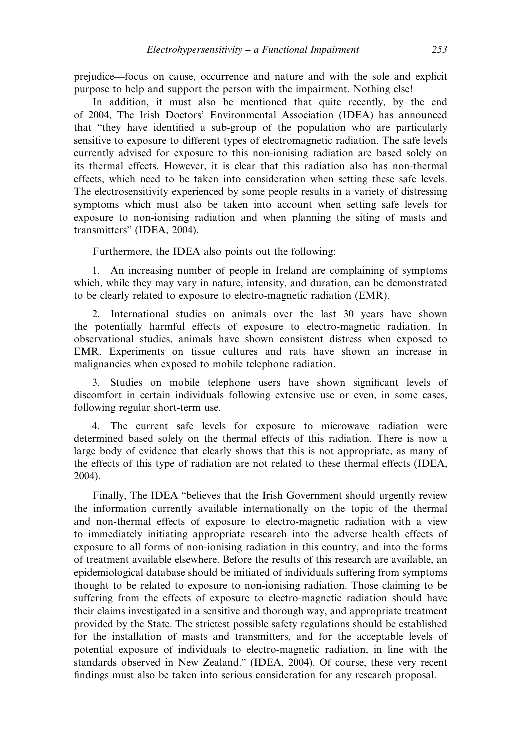prejudice—focus on cause, occurrence and nature and with the sole and explicit purpose to help and support the person with the impairment. Nothing else!

In addition, it must also be mentioned that quite recently, by the end of 2004, The Irish Doctors' Environmental Association (IDEA) has announced that "they have identified a sub-group of the population who are particularly sensitive to exposure to different types of electromagnetic radiation. The safe levels currently advised for exposure to this non-ionising radiation are based solely on its thermal effects. However, it is clear that this radiation also has non-thermal effects, which need to be taken into consideration when setting these safe levels. The electrosensitivity experienced by some people results in a variety of distressing symptoms which must also be taken into account when setting safe levels for exposure to non-ionising radiation and when planning the siting of masts and transmitters" (IDEA, 2004).

Furthermore, the IDEA also points out the following:

1. An increasing number of people in Ireland are complaining of symptoms which, while they may vary in nature, intensity, and duration, can be demonstrated to be clearly related to exposure to electro-magnetic radiation (EMR).

2. International studies on animals over the last 30 years have shown the potentially harmful effects of exposure to electro-magnetic radiation. In observational studies, animals have shown consistent distress when exposed to EMR. Experiments on tissue cultures and rats have shown an increase in malignancies when exposed to mobile telephone radiation.

3. Studies on mobile telephone users have shown significant levels of discomfort in certain individuals following extensive use or even, in some cases, following regular short-term use.

4. The current safe levels for exposure to microwave radiation were determined based solely on the thermal effects of this radiation. There is now a large body of evidence that clearly shows that this is not appropriate, as many of the effects of this type of radiation are not related to these thermal effects (IDEA, 2004).

Finally, The IDEA "believes that the Irish Government should urgently review the information currently available internationally on the topic of the thermal and non-thermal effects of exposure to electro-magnetic radiation with a view to immediately initiating appropriate research into the adverse health effects of exposure to all forms of non-ionising radiation in this country, and into the forms of treatment available elsewhere. Before the results of this research are available, an epidemiological database should be initiated of individuals suffering from symptoms thought to be related to exposure to non-ionising radiation. Those claiming to be suffering from the effects of exposure to electro-magnetic radiation should have their claims investigated in a sensitive and thorough way, and appropriate treatment provided by the State. The strictest possible safety regulations should be established for the installation of masts and transmitters, and for the acceptable levels of potential exposure of individuals to electro-magnetic radiation, in line with the standards observed in New Zealand." (IDEA, 2004). Of course, these very recent findings must also be taken into serious consideration for any research proposal.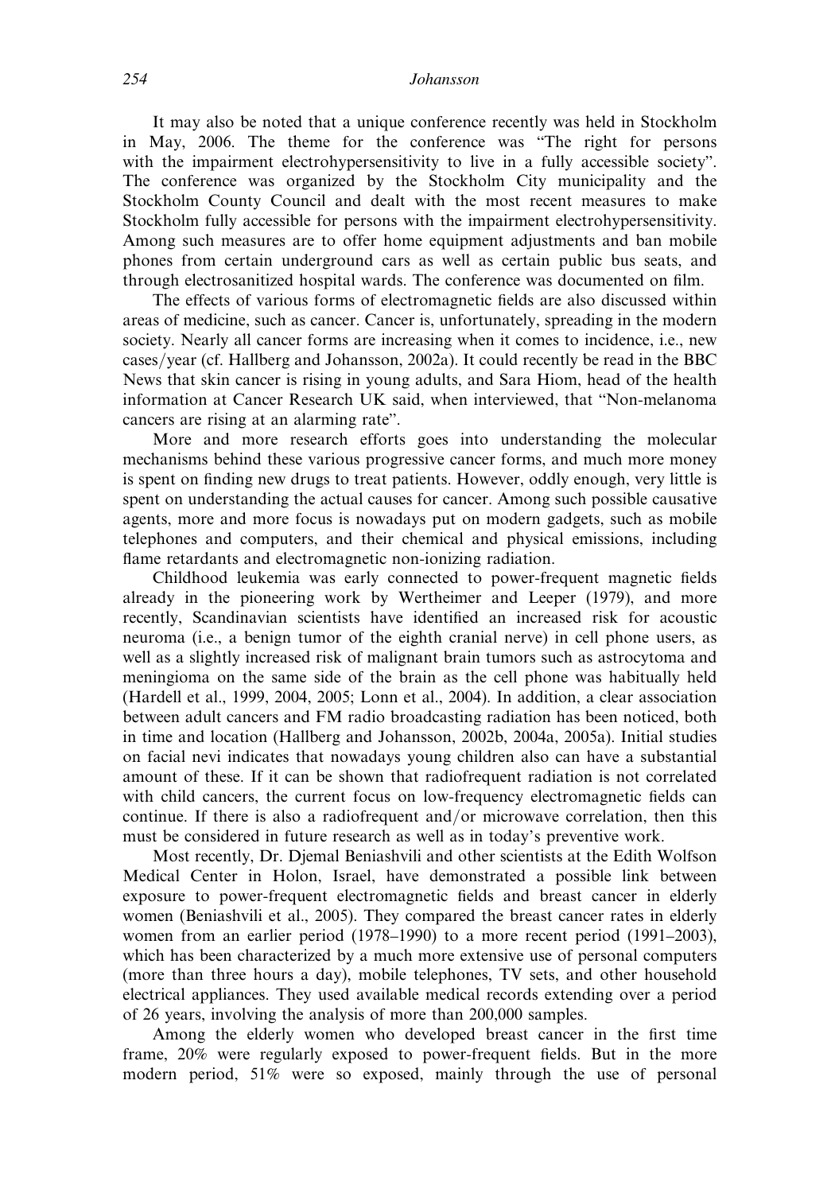It may also be noted that a unique conference recently was held in Stockholm in May, 2006. The theme for the conference was "The right for persons with the impairment electrohypersensitivity to live in a fully accessible society". The conference was organized by the Stockholm City municipality and the Stockholm County Council and dealt with the most recent measures to make Stockholm fully accessible for persons with the impairment electrohypersensitivity. Among such measures are to offer home equipment adjustments and ban mobile phones from certain underground cars as well as certain public bus seats, and through electrosanitized hospital wards. The conference was documented on film.

The effects of various forms of electromagnetic fields are also discussed within areas of medicine, such as cancer. Cancer is, unfortunately, spreading in the modern society. Nearly all cancer forms are increasing when it comes to incidence, i.e., new cases/year (cf. Hallberg and Johansson, 2002a). It could recently be read in the BBC News that skin cancer is rising in young adults, and Sara Hiom, head of the health information at Cancer Research UK said, when interviewed, that "Non-melanoma cancers are rising at an alarming rate".

More and more research efforts goes into understanding the molecular mechanisms behind these various progressive cancer forms, and much more money is spent on finding new drugs to treat patients. However, oddly enough, very little is spent on understanding the actual causes for cancer. Among such possible causative agents, more and more focus is nowadays put on modern gadgets, such as mobile telephones and computers, and their chemical and physical emissions, including flame retardants and electromagnetic non-ionizing radiation.

Childhood leukemia was early connected to power-frequent magnetic fields already in the pioneering work by Wertheimer and Leeper (1979), and more recently, Scandinavian scientists have identified an increased risk for acoustic neuroma (i.e., a benign tumor of the eighth cranial nerve) in cell phone users, as well as a slightly increased risk of malignant brain tumors such as astrocytoma and meningioma on the same side of the brain as the cell phone was habitually held (Hardell et al., 1999, 2004, 2005; Lonn et al., 2004). In addition, a clear association between adult cancers and FM radio broadcasting radiation has been noticed, both in time and location (Hallberg and Johansson, 2002b, 2004a, 2005a). Initial studies on facial nevi indicates that nowadays young children also can have a substantial amount of these. If it can be shown that radiofrequent radiation is not correlated with child cancers, the current focus on low-frequency electromagnetic fields can continue. If there is also a radiofrequent and/or microwave correlation, then this must be considered in future research as well as in today's preventive work.

Most recently, Dr. Djemal Beniashvili and other scientists at the Edith Wolfson Medical Center in Holon, Israel, have demonstrated a possible link between exposure to power-frequent electromagnetic fields and breast cancer in elderly women (Beniashvili et al., 2005). They compared the breast cancer rates in elderly women from an earlier period (1978–1990) to a more recent period (1991–2003), which has been characterized by a much more extensive use of personal computers (more than three hours a day), mobile telephones, TV sets, and other household electrical appliances. They used available medical records extending over a period of 26 years, involving the analysis of more than 200,000 samples.

Among the elderly women who developed breast cancer in the first time frame, 20% were regularly exposed to power-frequent fields. But in the more modern period, 51% were so exposed, mainly through the use of personal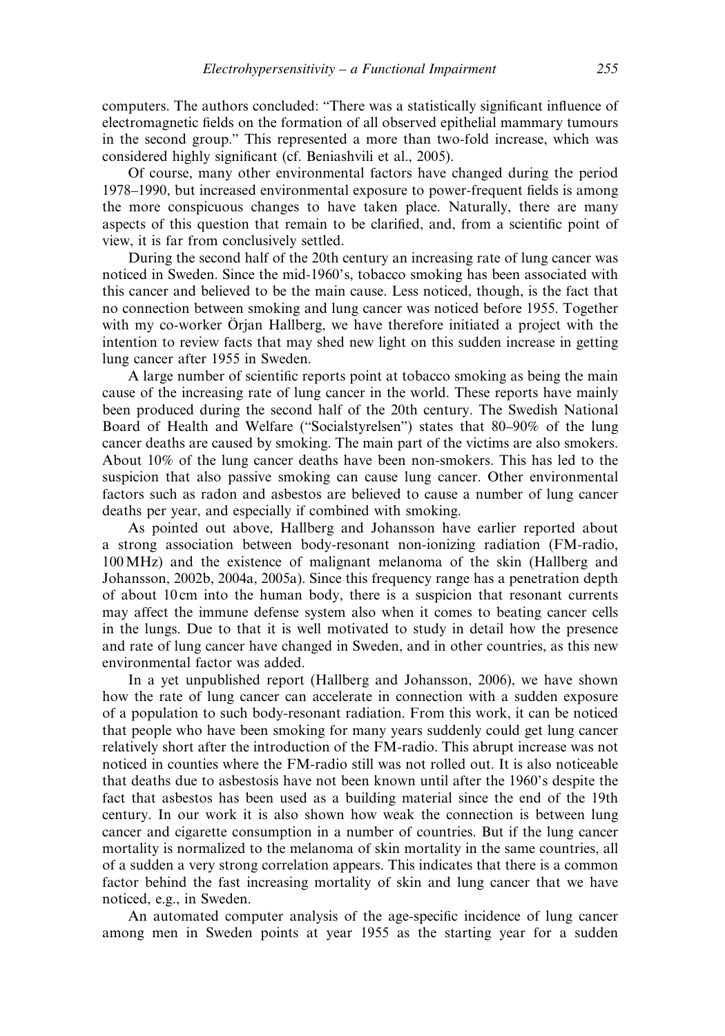computers. The authors concluded: "There was a statistically significant influence of electromagnetic fields on the formation of all observed epithelial mammary tumours in the second group." This represented a more than two-fold increase, which was considered highly significant (cf. Beniashvili et al., 2005).

Of course, many other environmental factors have changed during the period 1978–1990, but increased environmental exposure to power-frequent fields is among the more conspicuous changes to have taken place. Naturally, there are many aspects of this question that remain to be clarified, and, from a scientific point of view, it is far from conclusively settled.

During the second half of the 20th century an increasing rate of lung cancer was noticed in Sweden. Since the mid-1960's, tobacco smoking has been associated with this cancer and believed to be the main cause. Less noticed, though, is the fact that no connection between smoking and lung cancer was noticed before 1955. Together with my co-worker Örjan Hallberg, we have therefore initiated a project with the intention to review facts that may shed new light on this sudden increase in getting lung cancer after 1955 in Sweden.

A large number of scientific reports point at tobacco smoking as being the main cause of the increasing rate of lung cancer in the world. These reports have mainly been produced during the second half of the 20th century. The Swedish National Board of Health and Welfare ("Socialstyrelsen") states that 80–90% of the lung cancer deaths are caused by smoking. The main part of the victims are also smokers. About 10% of the lung cancer deaths have been non-smokers. This has led to the suspicion that also passive smoking can cause lung cancer. Other environmental factors such as radon and asbestos are believed to cause a number of lung cancer deaths per year, and especially if combined with smoking.

As pointed out above, Hallberg and Johansson have earlier reported about a strong association between body-resonant non-ionizing radiation (FM-radio, 100 MHz) and the existence of malignant melanoma of the skin (Hallberg and Johansson, 2002b, 2004a, 2005a). Since this frequency range has a penetration depth of about 10 cm into the human body, there is a suspicion that resonant currents may affect the immune defense system also when it comes to beating cancer cells in the lungs. Due to that it is well motivated to study in detail how the presence and rate of lung cancer have changed in Sweden, and in other countries, as this new environmental factor was added.

In a yet unpublished report (Hallberg and Johansson, 2006), we have shown how the rate of lung cancer can accelerate in connection with a sudden exposure of a population to such body-resonant radiation. From this work, it can be noticed that people who have been smoking for many years suddenly could get lung cancer relatively short after the introduction of the FM-radio. This abrupt increase was not noticed in counties where the FM-radio still was not rolled out. It is also noticeable that deaths due to asbestosis have not been known until after the 1960's despite the fact that asbestos has been used as a building material since the end of the 19th century. In our work it is also shown how weak the connection is between lung cancer and cigarette consumption in a number of countries. But if the lung cancer mortality is normalized to the melanoma of skin mortality in the same countries, all of a sudden a very strong correlation appears. This indicates that there is a common factor behind the fast increasing mortality of skin and lung cancer that we have noticed, e.g., in Sweden.

An automated computer analysis of the age-specific incidence of lung cancer among men in Sweden points at year 1955 as the starting year for a sudden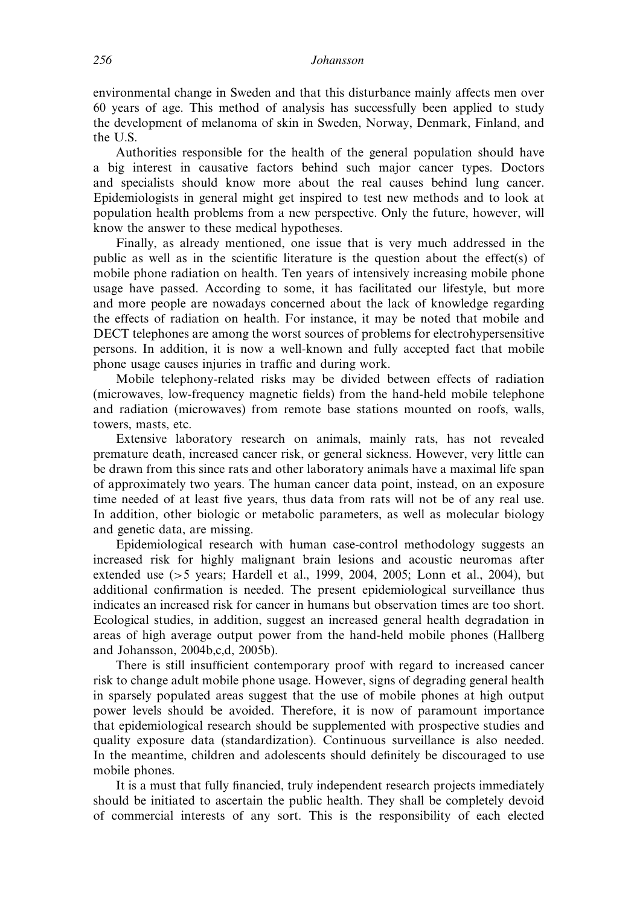environmental change in Sweden and that this disturbance mainly affects men over 60 years of age. This method of analysis has successfully been applied to study the development of melanoma of skin in Sweden, Norway, Denmark, Finland, and the U.S.

Authorities responsible for the health of the general population should have a big interest in causative factors behind such major cancer types. Doctors and specialists should know more about the real causes behind lung cancer. Epidemiologists in general might get inspired to test new methods and to look at population health problems from a new perspective. Only the future, however, will know the answer to these medical hypotheses.

Finally, as already mentioned, one issue that is very much addressed in the public as well as in the scientific literature is the question about the effect(s) of mobile phone radiation on health. Ten years of intensively increasing mobile phone usage have passed. According to some, it has facilitated our lifestyle, but more and more people are nowadays concerned about the lack of knowledge regarding the effects of radiation on health. For instance, it may be noted that mobile and DECT telephones are among the worst sources of problems for electrohypersensitive persons. In addition, it is now a well-known and fully accepted fact that mobile phone usage causes injuries in traffic and during work.

Mobile telephony-related risks may be divided between effects of radiation (microwaves, low-frequency magnetic fields) from the hand-held mobile telephone and radiation (microwaves) from remote base stations mounted on roofs, walls, towers, masts, etc.

Extensive laboratory research on animals, mainly rats, has not revealed premature death, increased cancer risk, or general sickness. However, very little can be drawn from this since rats and other laboratory animals have a maximal life span of approximately two years. The human cancer data point, instead, on an exposure time needed of at least five years, thus data from rats will not be of any real use. In addition, other biologic or metabolic parameters, as well as molecular biology and genetic data, are missing.

Epidemiological research with human case-control methodology suggests an increased risk for highly malignant brain lesions and acoustic neuromas after extended use (>5 years; Hardell et al., 1999, 2004, 2005; Lonn et al., 2004), but additional confirmation is needed. The present epidemiological surveillance thus indicates an increased risk for cancer in humans but observation times are too short. Ecological studies, in addition, suggest an increased general health degradation in areas of high average output power from the hand-held mobile phones (Hallberg and Johansson, 2004b,c,d, 2005b).

There is still insufficient contemporary proof with regard to increased cancer risk to change adult mobile phone usage. However, signs of degrading general health in sparsely populated areas suggest that the use of mobile phones at high output power levels should be avoided. Therefore, it is now of paramount importance that epidemiological research should be supplemented with prospective studies and quality exposure data (standardization). Continuous surveillance is also needed. In the meantime, children and adolescents should definitely be discouraged to use mobile phones.

It is a must that fully financied, truly independent research projects immediately should be initiated to ascertain the public health. They shall be completely devoid of commercial interests of any sort. This is the responsibility of each elected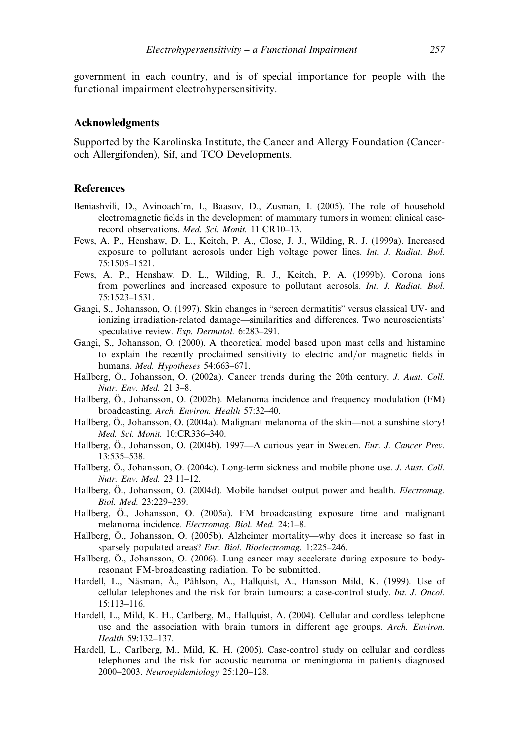government in each country, and is of special importance for people with the functional impairment electrohypersensitivity.

## Acknowledgments

Supported by the Karolinska Institute, the Cancer and Allergy Foundation (Cancer- och Allergifonden), Sif, and TCO Developments.

## References

Beniashvili, D., Avinoach'm, I., Baasov, D., Zusman, I. (2005). The role of household electromagnetic fields in the development of mammary tumors in women: clinical case-record observations. *Med. Sci. Monit.* 11:CR10–13.

Fews, A. P., Henshaw, D. L., Keitch, P. A., Close, J. J., Wilding, R. J. (1999a). Increased exposure to pollutant aerosols under high voltage power lines. *Int. J. Radiat. Biol.* 75:1505–1521.

Fews, A. P., Henshaw, D. L., Wilding, R. J., Keitch, P. A. (1999b). Corona ions from powerlines and increased exposure to pollutant aerosols. *Int. J. Radiat. Biol.* 75:1523–1531.

Gangi, S., Johansson, O. (1997). Skin changes in "screen dermatitis" versus classical UV- and ionizing irradiation-related damage—similarities and differences. Two neuroscientists' speculative review. *Exp. Dermatol.* 6:283–291.

Gangi, S., Johansson, O. (2000). A theoretical model based upon mast cells and histamine to explain the recently proclaimed sensitivity to electric and/or magnetic fields in humans. *Med. Hypotheses* 54:663–671.

Hallberg, Ö., Johansson, O. (2002a). Cancer trends during the 20th century. *J. Aust. Coll. Nutr. Env. Med.* 21:3–8.

Hallberg, Ö., Johansson, O. (2002b). Melanoma incidence and frequency modulation (FM) broadcasting. *Arch. Environ. Health* 57:32–40.

Hallberg, Ö., Johansson, O. (2004a). Malignant melanoma of the skin—not a sunshine story! *Med. Sci. Monit.* 10:CR336–340.

Hallberg, Ö., Johansson, O. (2004b). 1997—A curious year in Sweden. *Eur. J. Cancer Prev.* 13:535–538.

Hallberg, Ö., Johansson, O. (2004c). Long-term sickness and mobile phone use. *J. Aust. Coll. Nutr. Env. Med.* 23:11–12.

Hallberg, Ö., Johansson, O. (2004d). Mobile handset output power and health. *Electromag. Biol. Med.* 23:229–239.

Hallberg, Ö., Johansson, O. (2005a). FM broadcasting exposure time and malignant melanoma incidence. *Electromag. Biol. Med.* 24:1–8.

Hallberg, Ö., Johansson, O. (2005b). Alzheimer mortality—why does it increase so fast in sparsely populated areas? *Eur. Biol. Bioelectromag.* 1:225–246.

Hallberg, Ö., Johansson, O. (2006). Lung cancer may accelerate during exposure to body-resonant FM-broadcasting radiation. To be submitted.

Hardell, L., Näsman, Å., Påhlson, A., Hallquist, A., Hansson Mild, K. (1999). Use of cellular telephones and the risk for brain tumours: a case-control study. *Int. J. Oncol.* 15:113–116.

Hardell, L., Mild, K. H., Carlberg, M., Hallquist, A. (2004). Cellular and cordless telephone use and the association with brain tumors in different age groups. *Arch. Environ. Health* 59:132–137.

Hardell, L., Carlberg, M., Mild, K. H. (2005). Case-control study on cellular and cordless telephones and the risk for acoustic neuroma or meningioma in patients diagnosed 2000–2003. *Neuroepidemiology* 25:120–128.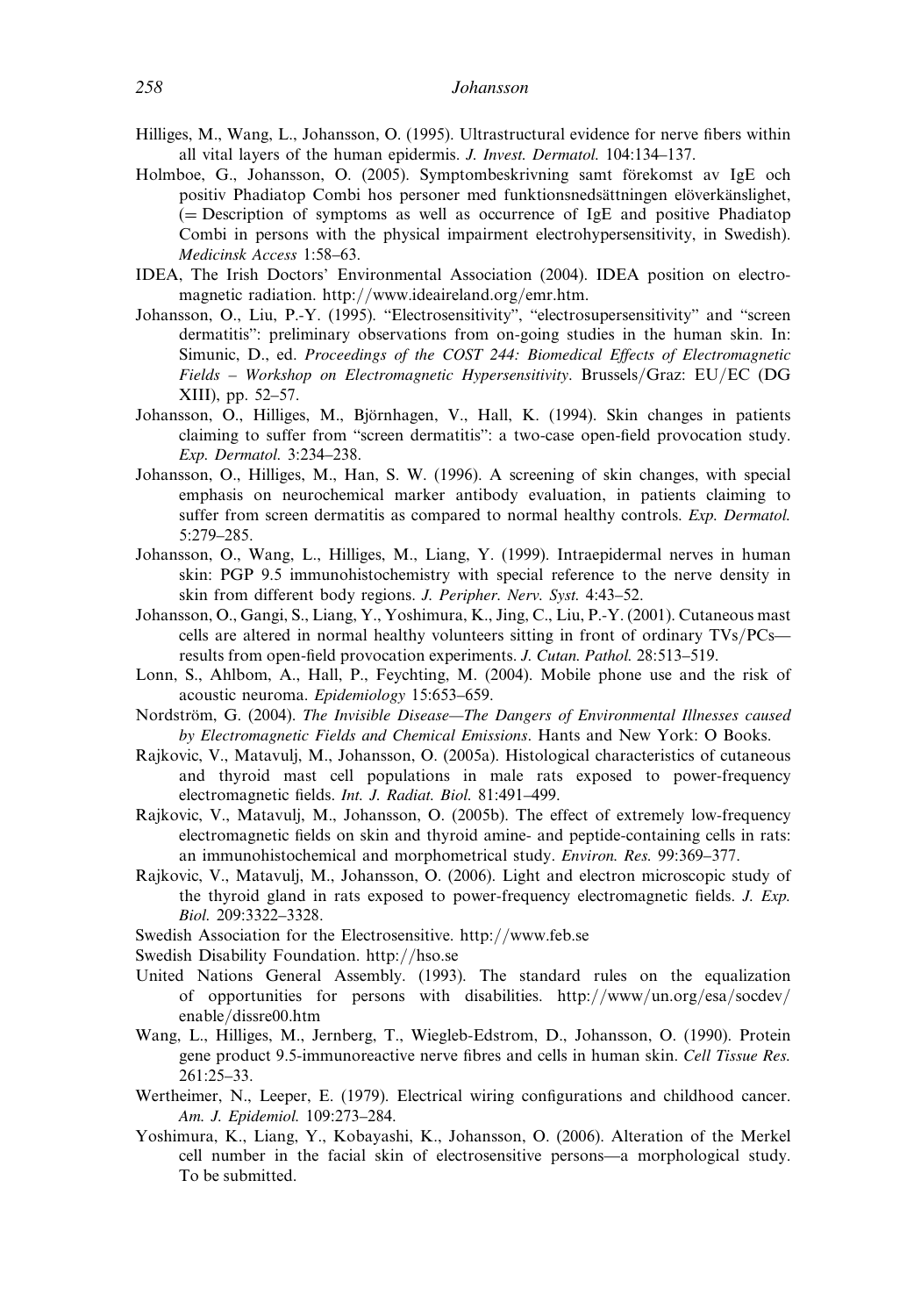Hilliges, M., Wang, L., Johansson, O. (1995). Ultrastructural evidence for nerve fibers within all vital layers of the human epidermis. *J. Invest. Dermatol.* 104:134–137.

Holmboe, G., Johansson, O. (2005). Symptombeskrivning samt förekomst av IgE och positiv Phadiatop Combi hos personer med funktionsnedsättningen elöverkänslighet, (= Description of symptoms as well as occurrence of IgE and positive Phadiatop Combi in persons with the physical impairment electrohypersensitivity, in Swedish). *Medicinsk Access* 1:58–63.

IDEA, The Irish Doctors' Environmental Association (2004). IDEA position on electromagnetic radiation. http://www.ideaireland.org/emr.htm.

Johansson, O., Liu, P.-Y. (1995). "Electrosensitivity", "electrosupersensitivity" and "screen dermatitis": preliminary observations from on-going studies in the human skin. In: Simunic, D., ed. *Proceedings of the COST 244: Biomedical Effects of Electromagnetic Fields – Workshop on Electromagnetic Hypersensitivity*. Brussels/Graz: EU/EC (DG XIII), pp. 52–57.

Johansson, O., Hilliges, M., Björnhagen, V., Hall, K. (1994). Skin changes in patients claiming to suffer from "screen dermatitis": a two-case open-field provocation study. *Exp. Dermatol.* 3:234–238.

Johansson, O., Hilliges, M., Han, S. W. (1996). A screening of skin changes, with special emphasis on neurochemical marker antibody evaluation, in patients claiming to suffer from screen dermatitis as compared to normal healthy controls. *Exp. Dermatol.* 5:279–285.

Johansson, O., Wang, L., Hilliges, M., Liang, Y. (1999). Intraepidermal nerves in human skin: PGP 9.5 immunohistochemistry with special reference to the nerve density in skin from different body regions. *J. Peripher. Nerv. Syst.* 4:43–52.

Johansson, O., Gangi, S., Liang, Y., Yoshimura, K., Jing, C., Liu, P.-Y. (2001). Cutaneous mast cells are altered in normal healthy volunteers sitting in front of ordinary TVs/PCs—results from open-field provocation experiments. *J. Cutan. Pathol.* 28:513–519.

Lonn, S., Ahlbom, A., Hall, P., Feychting, M. (2004). Mobile phone use and the risk of acoustic neuroma. *Epidemiology* 15:653–659.

Nordström, G. (2004). *The Invisible Disease—The Dangers of Environmental Illnesses caused by Electromagnetic Fields and Chemical Emissions*. Hants and New York: O Books.

Rajkovic, V., Matavulj, M., Johansson, O. (2005a). Histological characteristics of cutaneous and thyroid mast cell populations in male rats exposed to power-frequency electromagnetic fields. *Int. J. Radiat. Biol.* 81:491–499.

Rajkovic, V., Matavulj, M., Johansson, O. (2005b). The effect of extremely low-frequency electromagnetic fields on skin and thyroid amine- and peptide-containing cells in rats: an immunohistochemical and morphometrical study. *Environ. Res.* 99:369–377.

Rajkovic, V., Matavulj, M., Johansson, O. (2006). Light and electron microscopic study of the thyroid gland in rats exposed to power-frequency electromagnetic fields. *J. Exp. Biol.* 209:3322–3328.

Swedish Association for the Electrosensitive. http://www.feb.se

Swedish Disability Foundation. http://hso.se

United Nations General Assembly. (1993). The standard rules on the equalization of opportunities for persons with disabilities. http://www/un.org/esa/socdev/enable/dissre00.htm

Wang, L., Hilliges, M., Jernberg, T., Wiegleb-Edstrom, D., Johansson, O. (1990). Protein gene product 9.5-immunoreactive nerve fibres and cells in human skin. *Cell Tissue Res.* 261:25–33.

Wertheimer, N., Leeper, E. (1979). Electrical wiring configurations and childhood cancer. *Am. J. Epidemiol.* 109:273–284.

Yoshimura, K., Liang, Y., Kobayashi, K., Johansson, O. (2006). Alteration of the Merkel cell number in the facial skin of electrosensitive persons—a morphological study. To be submitted.